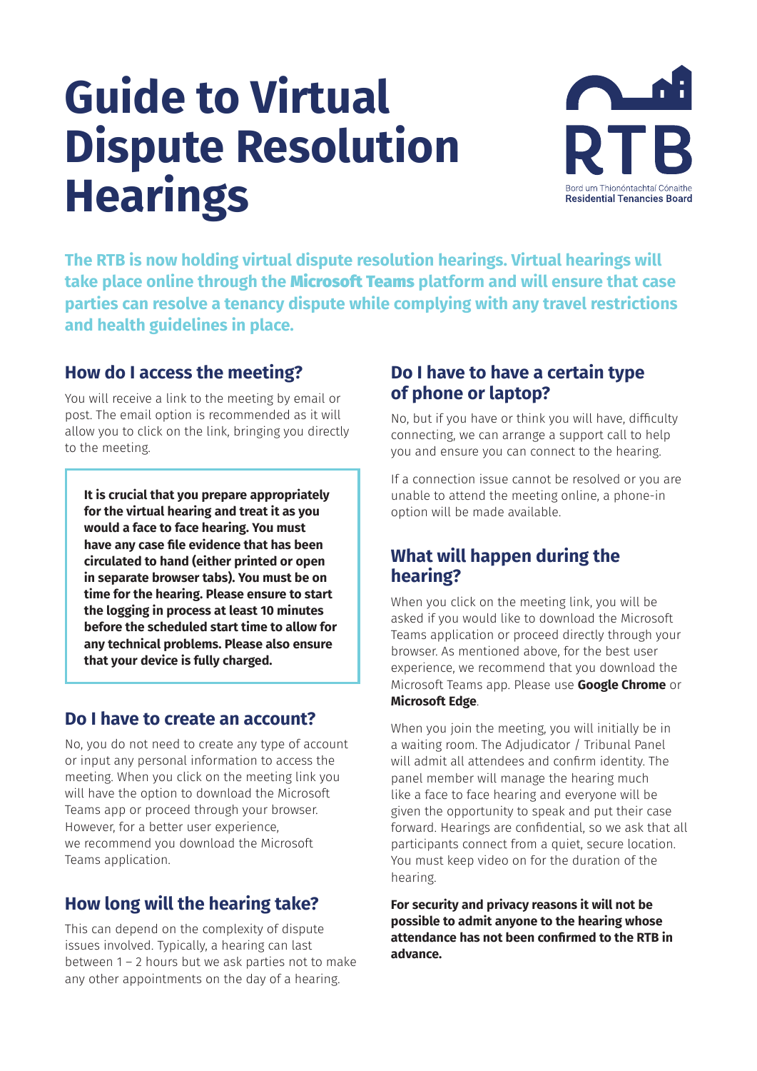# Guide to Virtual Dispute Resolution Hearings

RTB
Bord um Thionóntachtaí Cónaithe
Residential Tenancies Board

**The RTB is now holding virtual dispute resolution hearings. Virtual hearings will take place online through the Microsoft Teams platform and will ensure that case parties can resolve a tenancy dispute while complying with any travel restrictions and health guidelines in place.**

## How do I access the meeting?

You will receive a link to the meeting by email or post. The email option is recommended as it will allow you to click on the link, bringing you directly to the meeting.

**It is crucial that you prepare appropriately for the virtual hearing and treat it as you would a face to face hearing. You must have any case file evidence that has been circulated to hand (either printed or open in separate browser tabs). You must be on time for the hearing. Please ensure to start the logging in process at least 10 minutes before the scheduled start time to allow for any technical problems. Please also ensure that your device is fully charged.**

## Do I have to create an account?

No, you do not need to create any type of account or input any personal information to access the meeting. When you click on the meeting link you will have the option to download the Microsoft Teams app or proceed through your browser. However, for a better user experience, we recommend you download the Microsoft Teams application.

## How long will the hearing take?

This can depend on the complexity of dispute issues involved. Typically, a hearing can last between 1 – 2 hours but we ask parties not to make any other appointments on the day of a hearing.

## Do I have to have a certain type of phone or laptop?

No, but if you have or think you will have, difficulty connecting, we can arrange a support call to help you and ensure you can connect to the hearing.

If a connection issue cannot be resolved or you are unable to attend the meeting online, a phone-in option will be made available.

## What will happen during the hearing?

When you click on the meeting link, you will be asked if you would like to download the Microsoft Teams application or proceed directly through your browser. As mentioned above, for the best user experience, we recommend that you download the Microsoft Teams app. Please use **Google Chrome** or **Microsoft Edge**.

When you join the meeting, you will initially be in a waiting room. The Adjudicator / Tribunal Panel will admit all attendees and confirm identity. The panel member will manage the hearing much like a face to face hearing and everyone will be given the opportunity to speak and put their case forward. Hearings are confidential, so we ask that all participants connect from a quiet, secure location. You must keep video on for the duration of the hearing.

**For security and privacy reasons it will not be possible to admit anyone to the hearing whose attendance has not been confirmed to the RTB in advance.**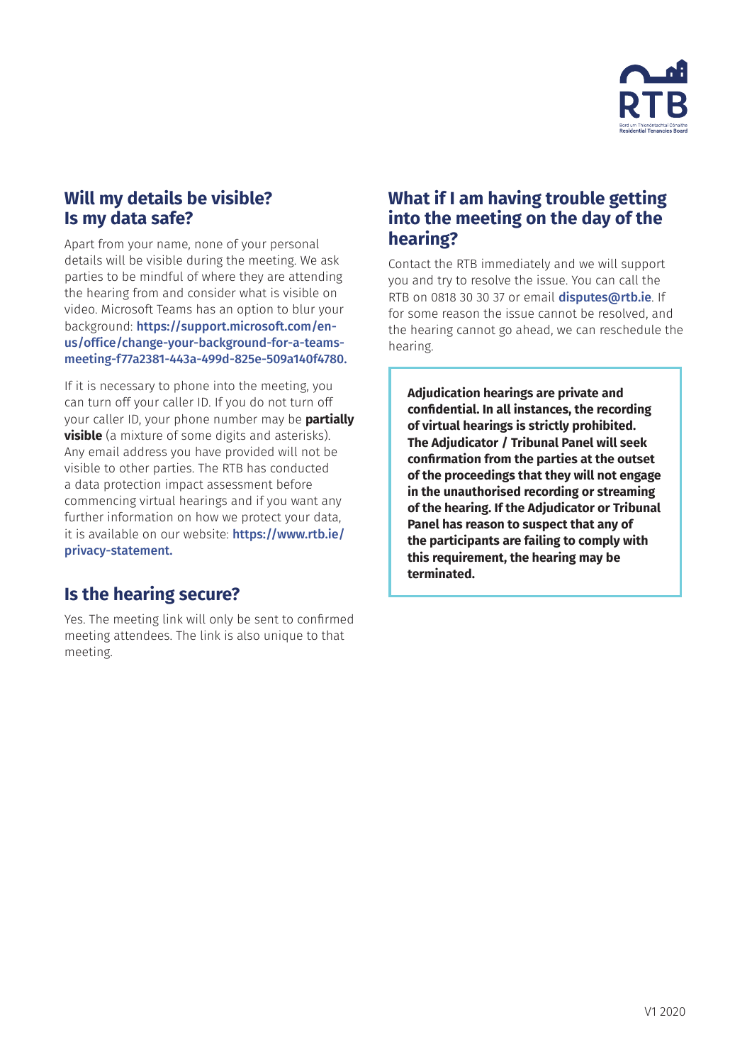## Will my details be visible? Is my data safe?

Apart from your name, none of your personal details will be visible during the meeting. We ask parties to be mindful of where they are attending the hearing from and consider what is visible on video. Microsoft Teams has an option to blur your background: **https://support.microsoft.com/en-us/office/change-your-background-for-a-teams-meeting-f77a2381-443a-499d-825e-509a140f4780.**

If it is necessary to phone into the meeting, you can turn off your caller ID. If you do not turn off your caller ID, your phone number may be **partially visible** (a mixture of some digits and asterisks). Any email address you have provided will not be visible to other parties. The RTB has conducted a data protection impact assessment before commencing virtual hearings and if you want any further information on how we protect your data, it is available on our website: **https://www.rtb.ie/privacy-statement.**

## Is the hearing secure?

Yes. The meeting link will only be sent to confirmed meeting attendees. The link is also unique to that meeting.

## What if I am having trouble getting into the meeting on the day of the hearing?

Contact the RTB immediately and we will support you and try to resolve the issue. You can call the RTB on 0818 30 30 37 or email **disputes@rtb.ie**. If for some reason the issue cannot be resolved, and the hearing cannot go ahead, we can reschedule the hearing.

**Adjudication hearings are private and confidential. In all instances, the recording of virtual hearings is strictly prohibited. The Adjudicator / Tribunal Panel will seek confirmation from the parties at the outset of the proceedings that they will not engage in the unauthorised recording or streaming of the hearing. If the Adjudicator or Tribunal Panel has reason to suspect that any of the participants are failing to comply with this requirement, the hearing may be terminated.**

V1 2020